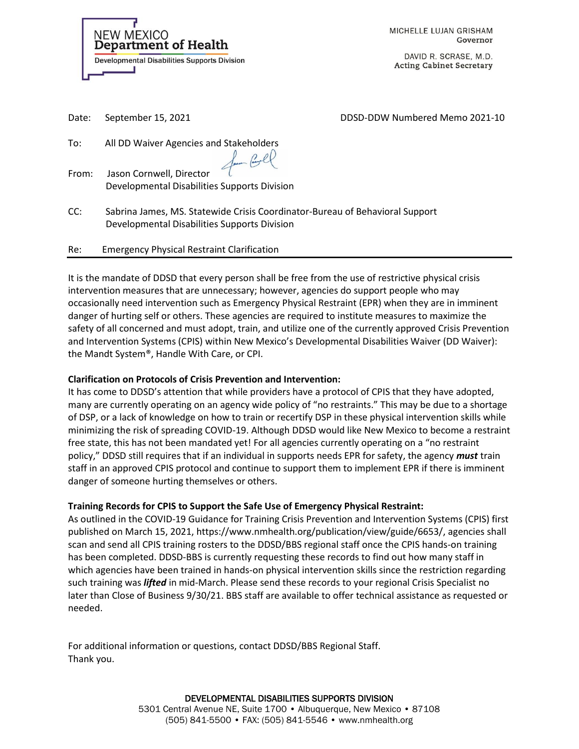NEW MEXICO
**Department of Health**
Developmental Disabilities Supports Division

MICHELLE LUJAN GRISHAM
Governor

DAVID R. SCRASE, M.D.
Acting Cabinet Secretary

Date: September 15, 2021 DDSD-DDW Numbered Memo 2021-10

To: All DD Waiver Agencies and Stakeholders

From: Jason Cornwell, Director
Developmental Disabilities Supports Division

CC: Sabrina James, MS. Statewide Crisis Coordinator-Bureau of Behavioral Support
Developmental Disabilities Supports Division

Re: Emergency Physical Restraint Clarification

---

It is the mandate of DDSD that every person shall be free from the use of restrictive physical crisis intervention measures that are unnecessary; however, agencies do support people who may occasionally need intervention such as Emergency Physical Restraint (EPR) when they are in imminent danger of hurting self or others. These agencies are required to institute measures to maximize the safety of all concerned and must adopt, train, and utilize one of the currently approved Crisis Prevention and Intervention Systems (CPIS) within New Mexico's Developmental Disabilities Waiver (DD Waiver): the Mandt System®, Handle With Care, or CPI.

**Clarification on Protocols of Crisis Prevention and Intervention:**
It has come to DDSD's attention that while providers have a protocol of CPIS that they have adopted, many are currently operating on an agency wide policy of "no restraints." This may be due to a shortage of DSP, or a lack of knowledge on how to train or recertify DSP in these physical intervention skills while minimizing the risk of spreading COVID-19. Although DDSD would like New Mexico to become a restraint free state, this has not been mandated yet! For all agencies currently operating on a "no restraint policy," DDSD still requires that if an individual in supports needs EPR for safety, the agency ***must*** train staff in an approved CPIS protocol and continue to support them to implement EPR if there is imminent danger of someone hurting themselves or others.

**Training Records for CPIS to Support the Safe Use of Emergency Physical Restraint:**
As outlined in the COVID-19 Guidance for Training Crisis Prevention and Intervention Systems (CPIS) first published on March 15, 2021, https://www.nmhealth.org/publication/view/guide/6653/, agencies shall scan and send all CPIS training rosters to the DDSD/BBS regional staff once the CPIS hands-on training has been completed. DDSD-BBS is currently requesting these records to find out how many staff in which agencies have been trained in hands-on physical intervention skills since the restriction regarding such training was ***lifted*** in mid-March. Please send these records to your regional Crisis Specialist no later than Close of Business 9/30/21. BBS staff are available to offer technical assistance as requested or needed.

For additional information or questions, contact DDSD/BBS Regional Staff.
Thank you.

DEVELOPMENTAL DISABILITIES SUPPORTS DIVISION
5301 Central Avenue NE, Suite 1700 • Albuquerque, New Mexico • 87108
(505) 841-5500 • FAX: (505) 841-5546 • www.nmhealth.org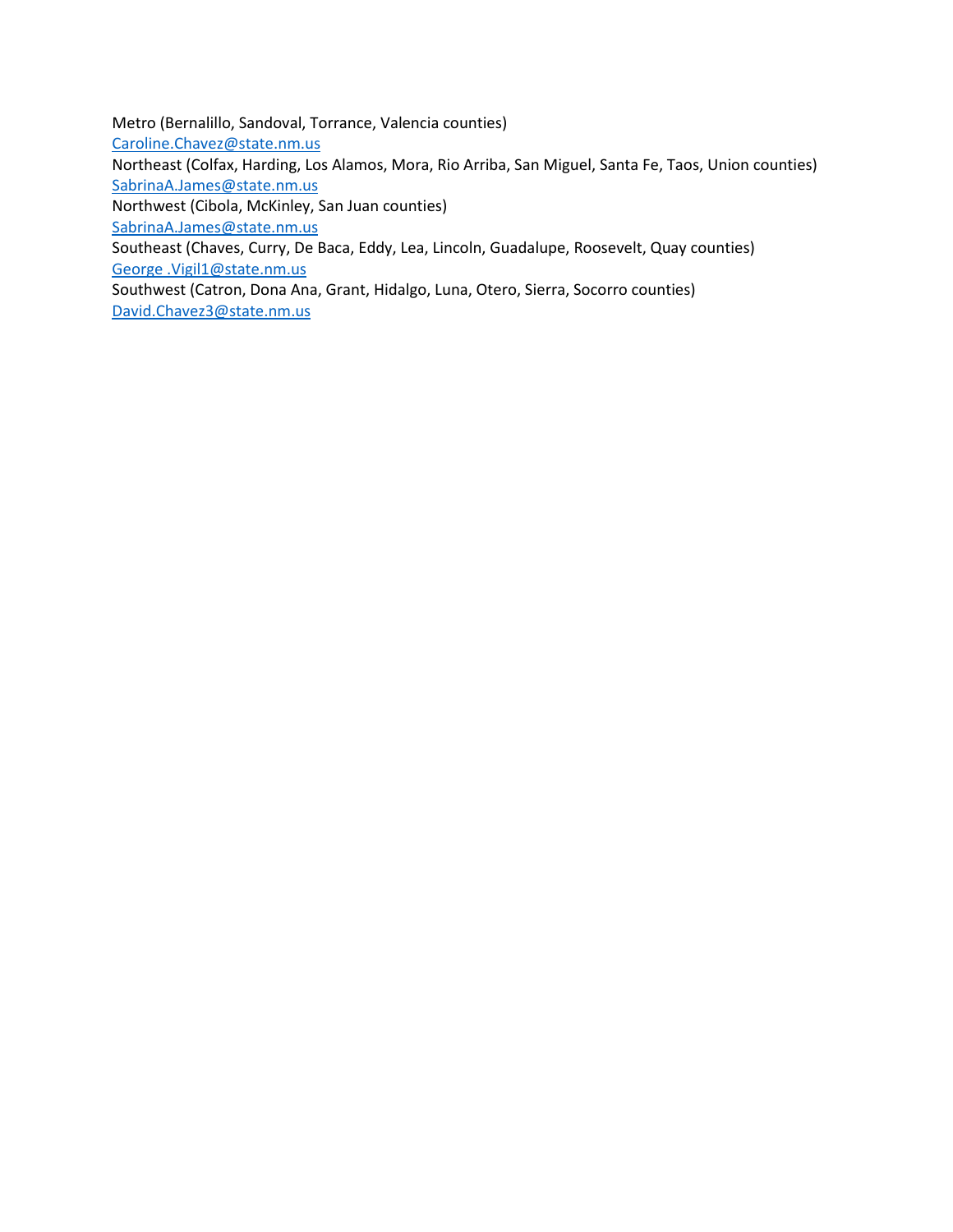Metro (Bernalillo, Sandoval, Torrance, Valencia counties)
Caroline.Chavez@state.nm.us
Northeast (Colfax, Harding, Los Alamos, Mora, Rio Arriba, San Miguel, Santa Fe, Taos, Union counties)
SabrinaA.James@state.nm.us
Northwest (Cibola, McKinley, San Juan counties)
SabrinaA.James@state.nm.us
Southeast (Chaves, Curry, De Baca, Eddy, Lea, Lincoln, Guadalupe, Roosevelt, Quay counties)
George .Vigil1@state.nm.us
Southwest (Catron, Dona Ana, Grant, Hidalgo, Luna, Otero, Sierra, Socorro counties)
David.Chavez3@state.nm.us